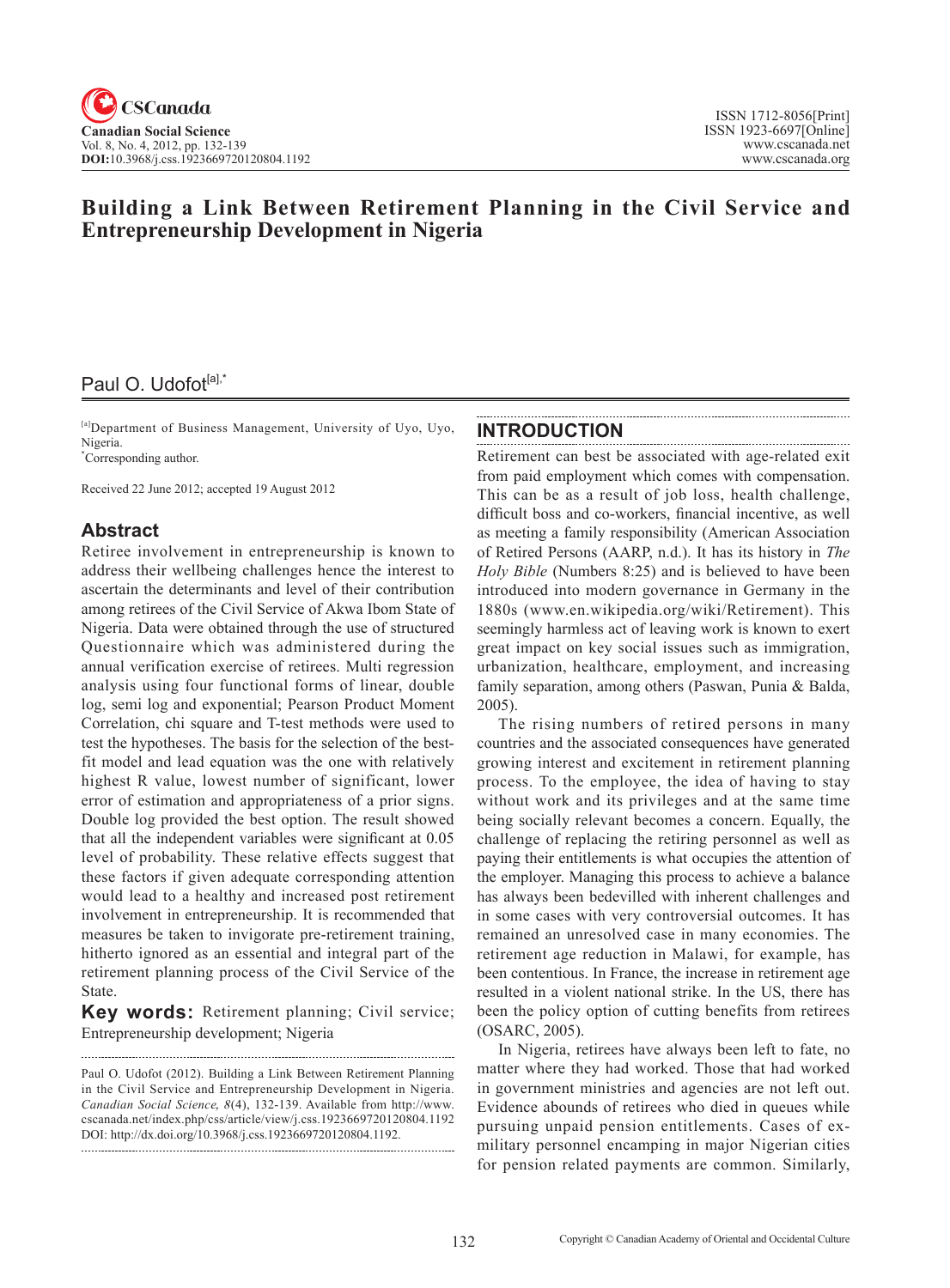# Building a Link Between Retirement Planning in the Civil Service and Entrepreneurship Development in Nigeria

Paul O. Udofot[a],*

[a]Department of Business Management, University of Uyo, Uyo, Nigeria.
*Corresponding author.

Received 22 June 2012; accepted 19 August 2012

## Abstract

Retiree involvement in entrepreneurship is known to address their wellbeing challenges hence the interest to ascertain the determinants and level of their contribution among retirees of the Civil Service of Akwa Ibom State of Nigeria. Data were obtained through the use of structured Questionnaire which was administered during the annual verification exercise of retirees. Multi regression analysis using four functional forms of linear, double log, semi log and exponential; Pearson Product Moment Correlation, chi square and T-test methods were used to test the hypotheses. The basis for the selection of the best-fit model and lead equation was the one with relatively highest R value, lowest number of significant, lower error of estimation and appropriateness of a prior signs. Double log provided the best option. The result showed that all the independent variables were significant at 0.05 level of probability. These relative effects suggest that these factors if given adequate corresponding attention would lead to a healthy and increased post retirement involvement in entrepreneurship. It is recommended that measures be taken to invigorate pre-retirement training, hitherto ignored as an essential and integral part of the retirement planning process of the Civil Service of the State.

**Key words:** Retirement planning; Civil service; Entrepreneurship development; Nigeria

Paul O. Udofot (2012). Building a Link Between Retirement Planning in the Civil Service and Entrepreneurship Development in Nigeria. *Canadian Social Science, 8*(4), 132-139. Available from http://www.cscanada.net/index.php/css/article/view/j.css.1923669720120804.1192 DOI: http://dx.doi.org/10.3968/j.css.1923669720120804.1192.

## INTRODUCTION

Retirement can best be associated with age-related exit from paid employment which comes with compensation. This can be as a result of job loss, health challenge, difficult boss and co-workers, financial incentive, as well as meeting a family responsibility (American Association of Retired Persons (AARP, n.d.). It has its history in *The Holy Bible* (Numbers 8:25) and is believed to have been introduced into modern governance in Germany in the 1880s (www.en.wikipedia.org/wiki/Retirement). This seemingly harmless act of leaving work is known to exert great impact on key social issues such as immigration, urbanization, healthcare, employment, and increasing family separation, among others (Paswan, Punia & Balda, 2005).

The rising numbers of retired persons in many countries and the associated consequences have generated growing interest and excitement in retirement planning process. To the employee, the idea of having to stay without work and its privileges and at the same time being socially relevant becomes a concern. Equally, the challenge of replacing the retiring personnel as well as paying their entitlements is what occupies the attention of the employer. Managing this process to achieve a balance has always been bedevilled with inherent challenges and in some cases with very controversial outcomes. It has remained an unresolved case in many economies. The retirement age reduction in Malawi, for example, has been contentious. In France, the increase in retirement age resulted in a violent national strike. In the US, there has been the policy option of cutting benefits from retirees (OSARC, 2005).

In Nigeria, retirees have always been left to fate, no matter where they had worked. Those that had worked in government ministries and agencies are not left out. Evidence abounds of retirees who died in queues while pursuing unpaid pension entitlements. Cases of ex-military personnel encamping in major Nigerian cities for pension related payments are common. Similarly,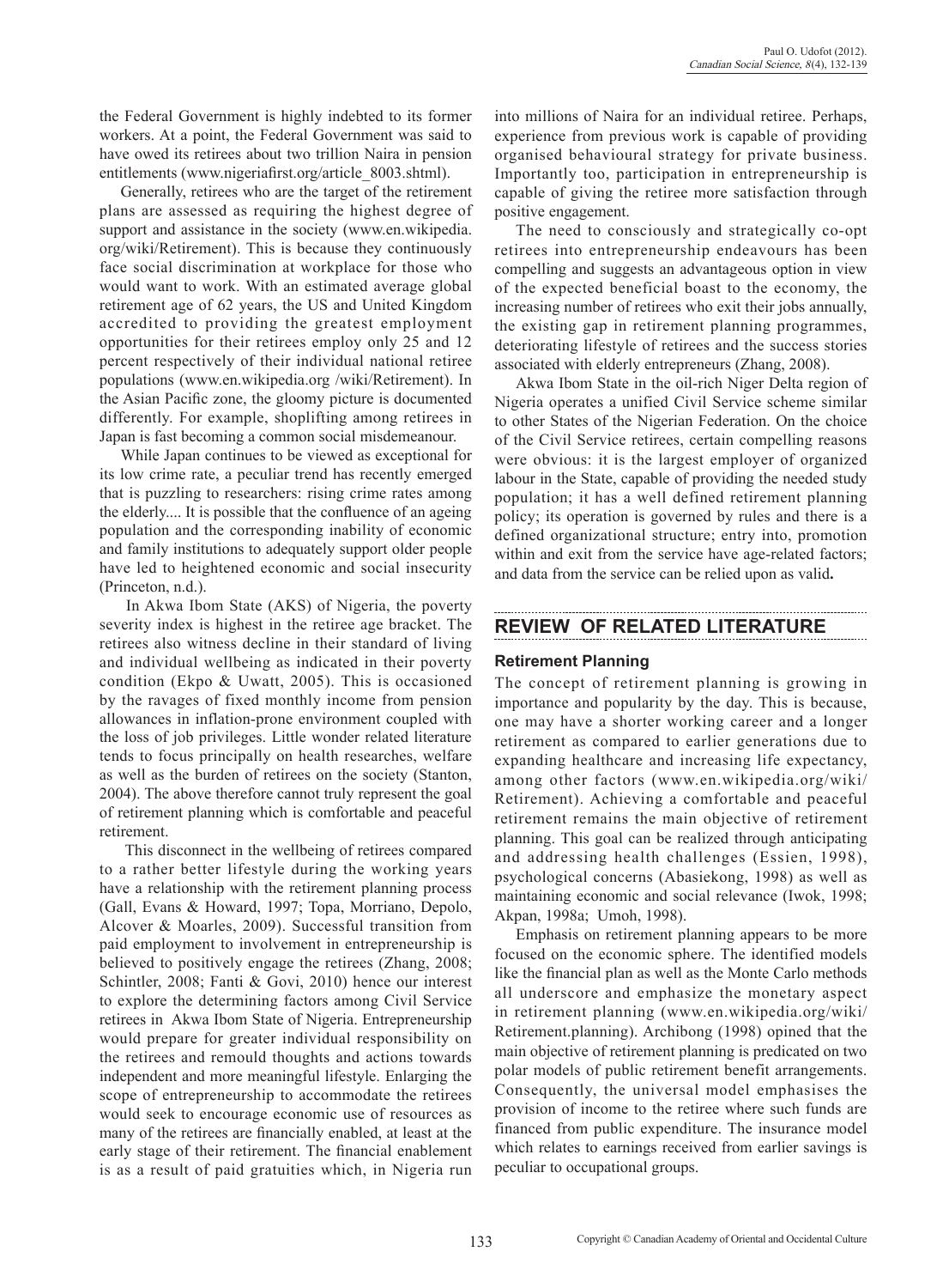the Federal Government is highly indebted to its former workers. At a point, the Federal Government was said to have owed its retirees about two trillion Naira in pension entitlements (www.nigeriafirst.org/article_8003.shtml).

Generally, retirees who are the target of the retirement plans are assessed as requiring the highest degree of support and assistance in the society (www.en.wikipedia.org/wiki/Retirement). This is because they continuously face social discrimination at workplace for those who would want to work. With an estimated average global retirement age of 62 years, the US and United Kingdom accredited to providing the greatest employment opportunities for their retirees employ only 25 and 12 percent respectively of their individual national retiree populations (www.en.wikipedia.org /wiki/Retirement). In the Asian Pacific zone, the gloomy picture is documented differently. For example, shoplifting among retirees in Japan is fast becoming a common social misdemeanour.

While Japan continues to be viewed as exceptional for its low crime rate, a peculiar trend has recently emerged that is puzzling to researchers: rising crime rates among the elderly.... It is possible that the confluence of an ageing population and the corresponding inability of economic and family institutions to adequately support older people have led to heightened economic and social insecurity (Princeton, n.d.).

In Akwa Ibom State (AKS) of Nigeria, the poverty severity index is highest in the retiree age bracket. The retirees also witness decline in their standard of living and individual wellbeing as indicated in their poverty condition (Ekpo & Uwatt, 2005). This is occasioned by the ravages of fixed monthly income from pension allowances in inflation-prone environment coupled with the loss of job privileges. Little wonder related literature tends to focus principally on health researches, welfare as well as the burden of retirees on the society (Stanton, 2004). The above therefore cannot truly represent the goal of retirement planning which is comfortable and peaceful retirement.

This disconnect in the wellbeing of retirees compared to a rather better lifestyle during the working years have a relationship with the retirement planning process (Gall, Evans & Howard, 1997; Topa, Morriano, Depolo, Alcover & Moarles, 2009). Successful transition from paid employment to involvement in entrepreneurship is believed to positively engage the retirees (Zhang, 2008; Schintler, 2008; Fanti & Govi, 2010) hence our interest to explore the determining factors among Civil Service retirees in Akwa Ibom State of Nigeria. Entrepreneurship would prepare for greater individual responsibility on the retirees and remould thoughts and actions towards independent and more meaningful lifestyle. Enlarging the scope of entrepreneurship to accommodate the retirees would seek to encourage economic use of resources as many of the retirees are financially enabled, at least at the early stage of their retirement. The financial enablement is as a result of paid gratuities which, in Nigeria run into millions of Naira for an individual retiree. Perhaps, experience from previous work is capable of providing organised behavioural strategy for private business. Importantly too, participation in entrepreneurship is capable of giving the retiree more satisfaction through positive engagement.

The need to consciously and strategically co-opt retirees into entrepreneurship endeavours has been compelling and suggests an advantageous option in view of the expected beneficial boast to the economy, the increasing number of retirees who exit their jobs annually, the existing gap in retirement planning programmes, deteriorating lifestyle of retirees and the success stories associated with elderly entrepreneurs (Zhang, 2008).

Akwa Ibom State in the oil-rich Niger Delta region of Nigeria operates a unified Civil Service scheme similar to other States of the Nigerian Federation. On the choice of the Civil Service retirees, certain compelling reasons were obvious: it is the largest employer of organized labour in the State, capable of providing the needed study population; it has a well defined retirement planning policy; its operation is governed by rules and there is a defined organizational structure; entry into, promotion within and exit from the service have age-related factors; and data from the service can be relied upon as valid**.**

## REVIEW OF RELATED LITERATURE

### Retirement Planning

The concept of retirement planning is growing in importance and popularity by the day. This is because, one may have a shorter working career and a longer retirement as compared to earlier generations due to expanding healthcare and increasing life expectancy, among other factors (www.en.wikipedia.org/wiki/Retirement). Achieving a comfortable and peaceful retirement remains the main objective of retirement planning. This goal can be realized through anticipating and addressing health challenges (Essien, 1998), psychological concerns (Abasiekong, 1998) as well as maintaining economic and social relevance (Iwok, 1998; Akpan, 1998a; Umoh, 1998).

Emphasis on retirement planning appears to be more focused on the economic sphere. The identified models like the financial plan as well as the Monte Carlo methods all underscore and emphasize the monetary aspect in retirement planning (www.en.wikipedia.org/wiki/Retirement.planning). Archibong (1998) opined that the main objective of retirement planning is predicated on two polar models of public retirement benefit arrangements. Consequently, the universal model emphasises the provision of income to the retiree where such funds are financed from public expenditure. The insurance model which relates to earnings received from earlier savings is peculiar to occupational groups.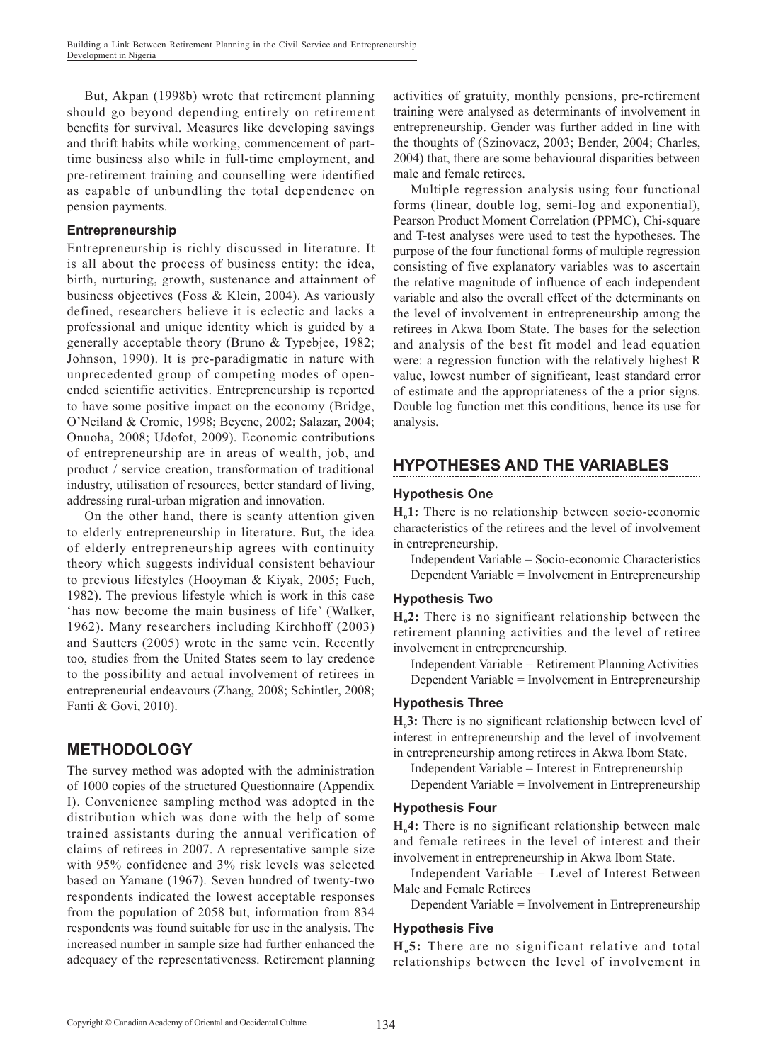But, Akpan (1998b) wrote that retirement planning should go beyond depending entirely on retirement benefits for survival. Measures like developing savings and thrift habits while working, commencement of part-time business also while in full-time employment, and pre-retirement training and counselling were identified as capable of unbundling the total dependence on pension payments.

### Entrepreneurship

Entrepreneurship is richly discussed in literature. It is all about the process of business entity: the idea, birth, nurturing, growth, sustenance and attainment of business objectives (Foss & Klein, 2004). As variously defined, researchers believe it is eclectic and lacks a professional and unique identity which is guided by a generally acceptable theory (Bruno & Typebjee, 1982; Johnson, 1990). It is pre-paradigmatic in nature with unprecedented group of competing modes of open-ended scientific activities. Entrepreneurship is reported to have some positive impact on the economy (Bridge, O'Neiland & Cromie, 1998; Beyene, 2002; Salazar, 2004; Onuoha, 2008; Udofot, 2009). Economic contributions of entrepreneurship are in areas of wealth, job, and product / service creation, transformation of traditional industry, utilisation of resources, better standard of living, addressing rural-urban migration and innovation.

On the other hand, there is scanty attention given to elderly entrepreneurship in literature. But, the idea of elderly entrepreneurship agrees with continuity theory which suggests individual consistent behaviour to previous lifestyles (Hooyman & Kiyak, 2005; Fuch, 1982). The previous lifestyle which is work in this case 'has now become the main business of life' (Walker, 1962). Many researchers including Kirchhoff (2003) and Sautters (2005) wrote in the same vein. Recently too, studies from the United States seem to lay credence to the possibility and actual involvement of retirees in entrepreneurial endeavours (Zhang, 2008; Schintler, 2008; Fanti & Govi, 2010).

## METHODOLOGY

The survey method was adopted with the administration of 1000 copies of the structured Questionnaire (Appendix I). Convenience sampling method was adopted in the distribution which was done with the help of some trained assistants during the annual verification of claims of retirees in 2007. A representative sample size with 95% confidence and 3% risk levels was selected based on Yamane (1967). Seven hundred of twenty-two respondents indicated the lowest acceptable responses from the population of 2058 but, information from 834 respondents was found suitable for use in the analysis. The increased number in sample size had further enhanced the adequacy of the representativeness. Retirement planning activities of gratuity, monthly pensions, pre-retirement training were analysed as determinants of involvement in entrepreneurship. Gender was further added in line with the thoughts of (Szinovacz, 2003; Bender, 2004; Charles, 2004) that, there are some behavioural disparities between male and female retirees.

Multiple regression analysis using four functional forms (linear, double log, semi-log and exponential), Pearson Product Moment Correlation (PPMC), Chi-square and T-test analyses were used to test the hypotheses. The purpose of the four functional forms of multiple regression consisting of five explanatory variables was to ascertain the relative magnitude of influence of each independent variable and also the overall effect of the determinants on the level of involvement in entrepreneurship among the retirees in Akwa Ibom State. The bases for the selection and analysis of the best fit model and lead equation were: a regression function with the relatively highest R value, lowest number of significant, least standard error of estimate and the appropriateness of the a prior signs. Double log function met this conditions, hence its use for analysis.

## HYPOTHESES AND THE VARIABLES

### Hypothesis One

**$H_o$1:** There is no relationship between socio-economic characteristics of the retirees and the level of involvement in entrepreneurship.

Independent Variable = Socio-economic Characteristics
Dependent Variable = Involvement in Entrepreneurship

### Hypothesis Two

**$H_o$2:** There is no significant relationship between the retirement planning activities and the level of retiree involvement in entrepreneurship.

Independent Variable = Retirement Planning Activities
Dependent Variable = Involvement in Entrepreneurship

### Hypothesis Three

**$H_o$3:** There is no significant relationship between level of interest in entrepreneurship and the level of involvement in entrepreneurship among retirees in Akwa Ibom State.

Independent Variable = Interest in Entrepreneurship
Dependent Variable = Involvement in Entrepreneurship

### Hypothesis Four

**$H_o$4:** There is no significant relationship between male and female retirees in the level of interest and their involvement in entrepreneurship in Akwa Ibom State.

Independent Variable = Level of Interest Between Male and Female Retirees

Dependent Variable = Involvement in Entrepreneurship

### Hypothesis Five

**$H_o$5:** There are no significant relative and total relationships between the level of involvement in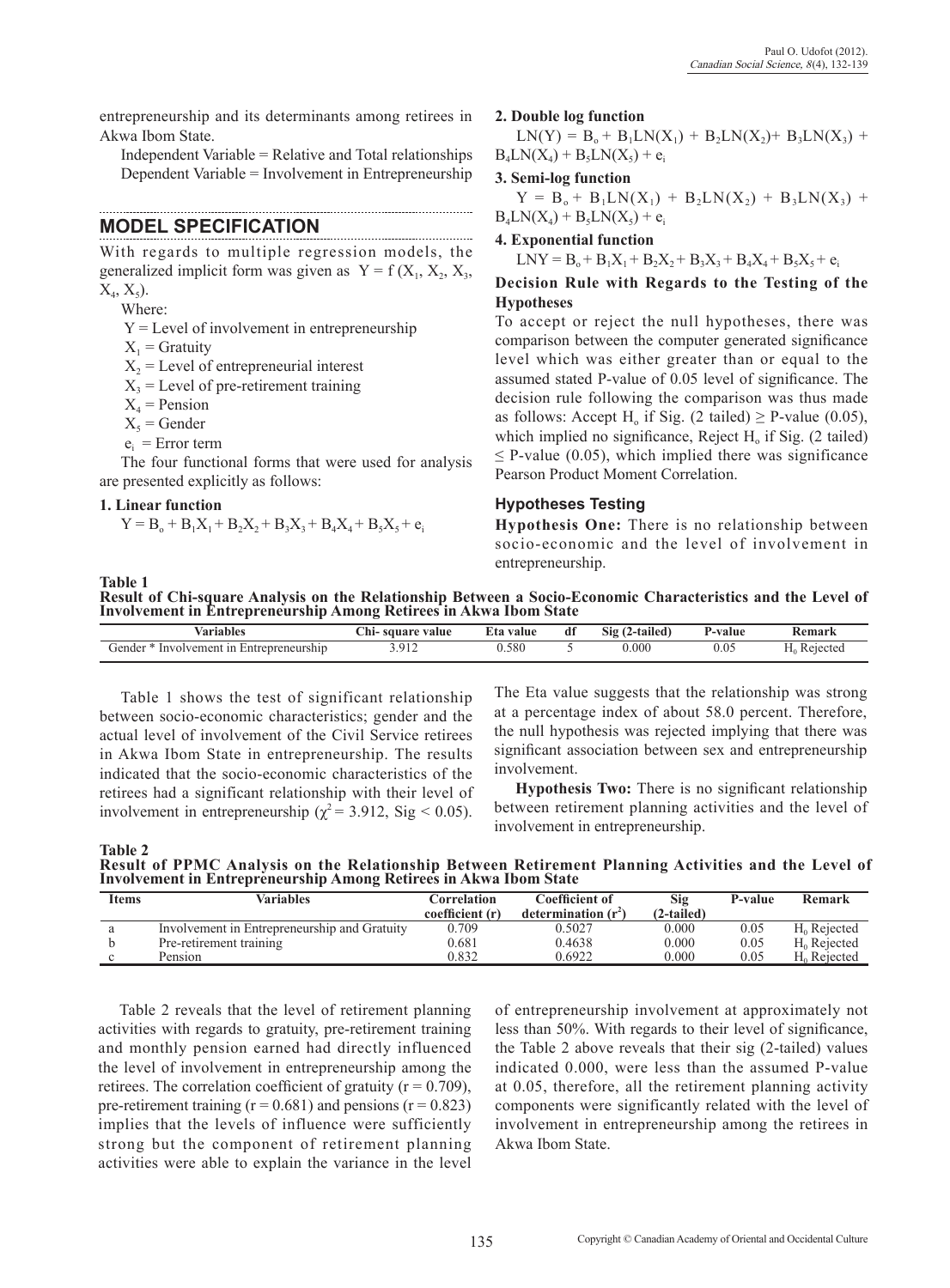entrepreneurship and its determinants among retirees in Akwa Ibom State.

Independent Variable = Relative and Total relationships

Dependent Variable = Involvement in Entrepreneurship

## MODEL SPECIFICATION

With regards to multiple regression models, the generalized implicit form was given as $Y = f(X_1, X_2, X_3, X_4, X_5)$.

Where:

$Y$ = Level of involvement in entrepreneurship

$X_1$ = Gratuity

$X_2$ = Level of entrepreneurial interest

$X_3$ = Level of pre-retirement training

$X_4$ = Pension

$X_5$ = Gender

$e_i$ = Error term

The four functional forms that were used for analysis are presented explicitly as follows:

**1. Linear function**

$$Y = B_o + B_1X_1 + B_2X_2 + B_3X_3 + B_4X_4 + B_5X_5 + e_i$$

**2. Double log function**

$$LN(Y) = B_o + B_1LN(X_1) + B_2LN(X_2) + B_3LN(X_3) + B_4LN(X_4) + B_5LN(X_5) + e_i$$

**3. Semi-log function**

$$Y = B_o + B_1LN(X_1) + B_2LN(X_2) + B_3LN(X_3) + B_4LN(X_4) + B_5LN(X_5) + e_i$$

**4. Exponential function**

$$LNY = B_o + B_1X_1 + B_2X_2 + B_3X_3 + B_4X_4 + B_5X_5 + e_i$$

**Decision Rule with Regards to the Testing of the Hypotheses**

To accept or reject the null hypotheses, there was comparison between the computer generated significance level which was either greater than or equal to the assumed stated P-value of 0.05 level of significance. The decision rule following the comparison was thus made as follows: Accept $H_o$ if Sig. (2 tailed) $\geq$ P-value (0.05), which implied no significance, Reject $H_o$ if Sig. (2 tailed) $\leq$ P-value (0.05), which implied there was significance Pearson Product Moment Correlation.

### Hypotheses Testing

**Hypothesis One:** There is no relationship between socio-economic and the level of involvement in entrepreneurship.

**Table 1**
**Result of Chi-square Analysis on the Relationship Between a Socio-Economic Characteristics and the Level of Involvement in Entrepreneurship Among Retirees in Akwa Ibom State**

| Variables | Chi- square value | Eta value | df | Sig (2-tailed) | P-value | Remark |
|---|---|---|---|---|---|---|
| Gender * Involvement in Entrepreneurship | 3.912 | 0.580 | 5 | 0.000 | 0.05 | $H_0$ Rejected |

Table 1 shows the test of significant relationship between socio-economic characteristics; gender and the actual level of involvement of the Civil Service retirees in Akwa Ibom State in entrepreneurship. The results indicated that the socio-economic characteristics of the retirees had a significant relationship with their level of involvement in entrepreneurship ($\chi^2 = 3.912$, Sig $< 0.05$). The Eta value suggests that the relationship was strong at a percentage index of about 58.0 percent. Therefore, the null hypothesis was rejected implying that there was significant association between sex and entrepreneurship involvement.

**Hypothesis Two:** There is no significant relationship between retirement planning activities and the level of involvement in entrepreneurship.

**Table 2**
**Result of PPMC Analysis on the Relationship Between Retirement Planning Activities and the Level of Involvement in Entrepreneurship Among Retirees in Akwa Ibom State**

| Items | Variables | Correlation coefficient (r) | Coefficient of determination ($r^2$) | Sig (2-tailed) | P-value | Remark |
|---|---|---|---|---|---|---|
| a | Involvement in Entrepreneurship and Gratuity | 0.709 | 0.5027 | 0.000 | 0.05 | $H_0$ Rejected |
| b | Pre-retirement training | 0.681 | 0.4638 | 0.000 | 0.05 | $H_0$ Rejected |
| c | Pension | 0.832 | 0.6922 | 0.000 | 0.05 | $H_0$ Rejected |

Table 2 reveals that the level of retirement planning activities with regards to gratuity, pre-retirement training and monthly pension earned had directly influenced the level of involvement in entrepreneurship among the retirees. The correlation coefficient of gratuity ($r = 0.709$), pre-retirement training ($r = 0.681$) and pensions ($r = 0.823$) implies that the levels of influence were sufficiently strong but the component of retirement planning activities were able to explain the variance in the level of entrepreneurship involvement at approximately not less than 50%. With regards to their level of significance, the Table 2 above reveals that their sig (2-tailed) values indicated 0.000, were less than the assumed P-value at 0.05, therefore, all the retirement planning activity components were significantly related with the level of involvement in entrepreneurship among the retirees in Akwa Ibom State.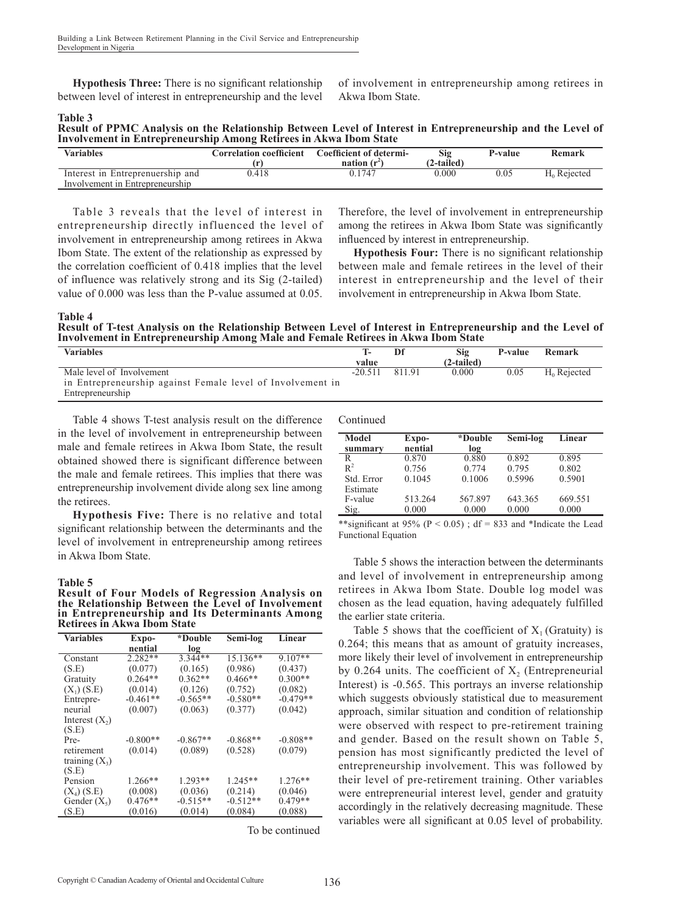**Hypothesis Three:** There is no significant relationship between level of interest in entrepreneurship and the level of involvement in entrepreneurship among retirees in Akwa Ibom State.

**Table 3**
**Result of PPMC Analysis on the Relationship Between Level of Interest in Entrepreneurship and the Level of Involvement in Entrepreneurship Among Retirees in Akwa Ibom State**

| Variables | Correlation coefficient (r) | Coefficient of determination ($r^2$) | Sig (2-tailed) | P-value | Remark |
|---|---|---|---|---|---|
| Interest in Entrepreneurship and Involvement in Entrepreneurship | 0.418 | 0.1747 | 0.000 | 0.05 | $H_0$ Rejected |

Table 3 reveals that the level of interest in entrepreneurship directly influenced the level of involvement in entrepreneurship among retirees in Akwa Ibom State. The extent of the relationship as expressed by the correlation coefficient of 0.418 implies that the level of influence was relatively strong and its Sig (2-tailed) value of 0.000 was less than the P-value assumed at 0.05. Therefore, the level of involvement in entrepreneurship among the retirees in Akwa Ibom State was significantly influenced by interest in entrepreneurship.

**Hypothesis Four:** There is no significant relationship between male and female retirees in the level of their interest in entrepreneurship and the level of their involvement in entrepreneurship in Akwa Ibom State.

**Table 4**
**Result of T-test Analysis on the Relationship Between Level of Interest in Entrepreneurship and the Level of Involvement in Entrepreneurship Among Male and Female Retirees in Akwa Ibom State**

| Variables | T-value | Df | Sig (2-tailed) | P-value | Remark |
|---|---|---|---|---|---|
| Male level of Involvement in Entrepreneurship against Female level of Involvement in Entrepreneurship | -20.511 | 811.91 | 0.000 | 0.05 | $H_0$ Rejected |

Table 4 shows T-test analysis result on the difference in the level of involvement in entrepreneurship between male and female retirees in Akwa Ibom State, the result obtained showed there is significant difference between the male and female retirees. This implies that there was entrepreneurship involvement divide along sex line among the retirees.

**Hypothesis Five:** There is no relative and total significant relationship between the determinants and the level of involvement in entrepreneurship among retirees in Akwa Ibom State.

**Table 5**
**Result of Four Models of Regression Analysis on the Relationship Between the Level of Involvement in Entrepreneurship and Its Determinants Among Retirees in Akwa Ibom State**

| Variables | Exponential | *Double log | Semi-log | Linear |
|---|---|---|---|---|
| Constant | 2.282** | 3.344** | 15.136** | 9.107** |
| (S.E) | (0.077) | (0.165) | (0.986) | (0.437) |
| Gratuity | 0.264** | 0.362** | 0.466** | 0.300** |
| ($X_1$) (S.E) | (0.014) | (0.126) | (0.752) | (0.082) |
| Entrepreneurial Interest ($X_2$) (S.E) | -0.461** (0.007) | -0.565** (0.063) | -0.580** (0.377) | -0.479** (0.042) |
| Pre-retirement training ($X_3$) (S.E) | -0.800** (0.014) | -0.867** (0.089) | -0.868** (0.528) | -0.808** (0.079) |
| Pension | 1.266** | 1.293** | 1.245** | 1.276** |
| ($X_4$) (S.E) | (0.008) | (0.036) | (0.214) | (0.046) |
| Gender ($X_5$) | 0.476** | -0.515** | -0.512** | 0.479** |
| (S.E) | (0.016) | (0.014) | (0.084) | (0.088) |

To be continued

Continued

| Model summary | Exponential | *Double log | Semi-log | Linear |
|---|---|---|---|---|
| R | 0.870 | 0.880 | 0.892 | 0.895 |
| $R^2$ | 0.756 | 0.774 | 0.795 | 0.802 |
| Std. Error Estimate | 0.1045 | 0.1006 | 0.5996 | 0.5901 |
| F-value | 513.264 | 567.897 | 643.365 | 669.551 |
| Sig. | 0.000 | 0.000 | 0.000 | 0.000 |

**significant at 95% ($P < 0.05$) ; df = 833 and *Indicate the Lead Functional Equation

Table 5 shows the interaction between the determinants and level of involvement in entrepreneurship among retirees in Akwa Ibom State. Double log model was chosen as the lead equation, having adequately fulfilled the earlier state criteria.

Table 5 shows that the coefficient of $X_1$ (Gratuity) is 0.264; this means that as amount of gratuity increases, more likely their level of involvement in entrepreneurship by 0.264 units. The coefficient of $X_2$ (Entrepreneurial Interest) is -0.565. This portrays an inverse relationship which suggests obviously statistical due to measurement approach, similar situation and condition of relationship were observed with respect to pre-retirement training and gender. Based on the result shown on Table 5, pension has most significantly predicted the level of entrepreneurship involvement. This was followed by their level of pre-retirement training. Other variables were entrepreneurial interest level, gender and gratuity accordingly in the relatively decreasing magnitude. These variables were all significant at 0.05 level of probability.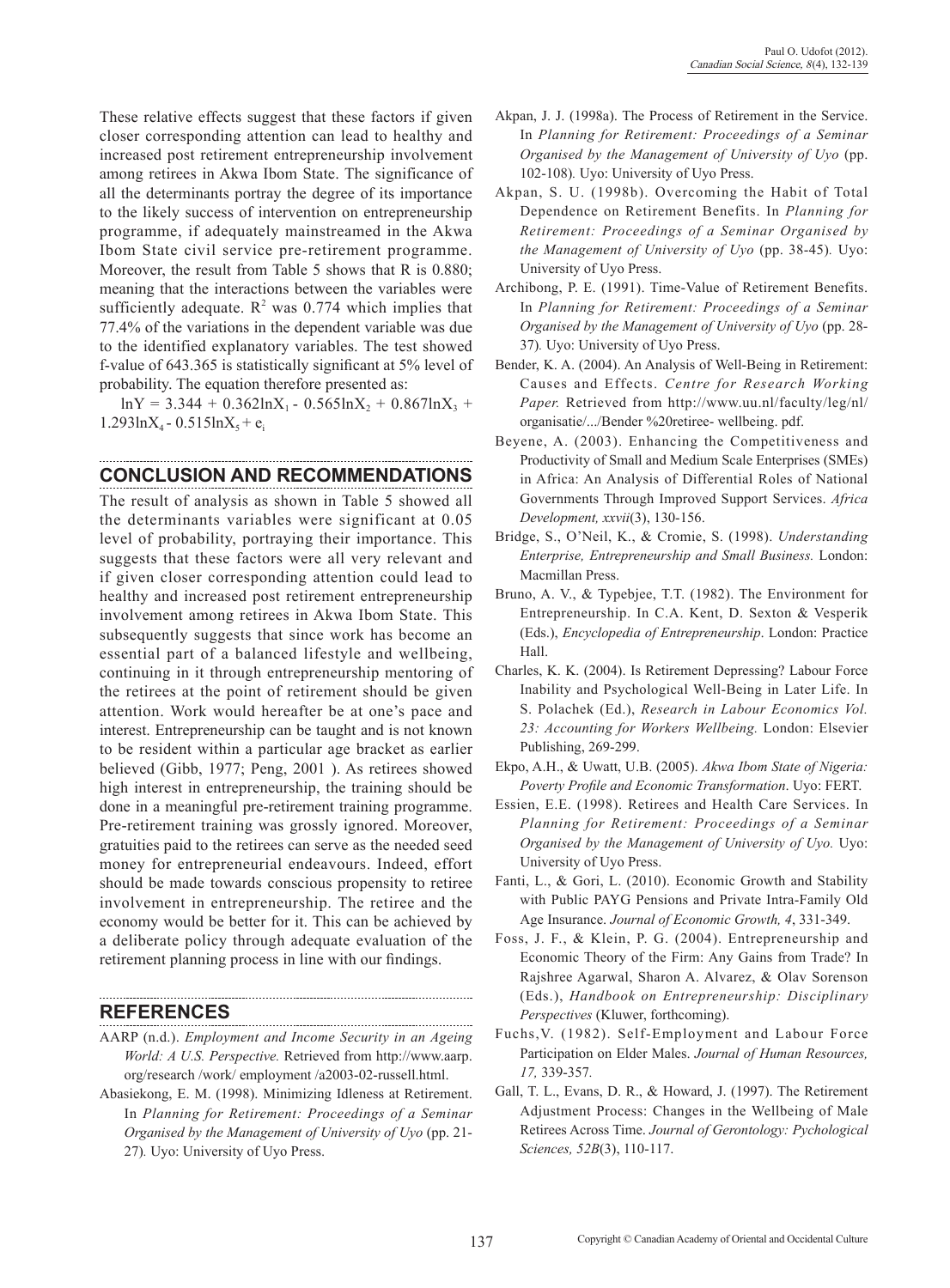These relative effects suggest that these factors if given closer corresponding attention can lead to healthy and increased post retirement entrepreneurship involvement among retirees in Akwa Ibom State. The significance of all the determinants portray the degree of its importance to the likely success of intervention on entrepreneurship programme, if adequately mainstreamed in the Akwa Ibom State civil service pre-retirement programme. Moreover, the result from Table 5 shows that R is 0.880; meaning that the interactions between the variables were sufficiently adequate. $R^2$ was 0.774 which implies that 77.4% of the variations in the dependent variable was due to the identified explanatory variables. The test showed f-value of 643.365 is statistically significant at 5% level of probability. The equation therefore presented as:

$$\ln Y = 3.344 + 0.362\ln X_1 - 0.565\ln X_2 + 0.867\ln X_3 + 1.293\ln X_4 - 0.515\ln X_5 + e_i$$

## CONCLUSION AND RECOMMENDATIONS

The result of analysis as shown in Table 5 showed all the determinants variables were significant at 0.05 level of probability, portraying their importance. This suggests that these factors were all very relevant and if given closer corresponding attention could lead to healthy and increased post retirement entrepreneurship involvement among retirees in Akwa Ibom State. This subsequently suggests that since work has become an essential part of a balanced lifestyle and wellbeing, continuing in it through entrepreneurship mentoring of the retirees at the point of retirement should be given attention. Work would hereafter be at one's pace and interest. Entrepreneurship can be taught and is not known to be resident within a particular age bracket as earlier believed (Gibb, 1977; Peng, 2001 ). As retirees showed high interest in entrepreneurship, the training should be done in a meaningful pre-retirement training programme. Pre-retirement training was grossly ignored. Moreover, gratuities paid to the retirees can serve as the needed seed money for entrepreneurial endeavours. Indeed, effort should be made towards conscious propensity to retiree involvement in entrepreneurship. The retiree and the economy would be better for it. This can be achieved by a deliberate policy through adequate evaluation of the retirement planning process in line with our findings.

## REFERENCES

AARP (n.d.). *Employment and Income Security in an Ageing World: A U.S. Perspective.* Retrieved from http://www.aarp.org/research /work/ employment /a2003-02-russell.html.

Abasiekong, E. M. (1998). Minimizing Idleness at Retirement. In *Planning for Retirement: Proceedings of a Seminar Organised by the Management of University of Uyo* (pp. 21-27)*.* Uyo: University of Uyo Press.

Akpan, J. J. (1998a). The Process of Retirement in the Service. In *Planning for Retirement: Proceedings of a Seminar Organised by the Management of University of Uyo* (pp. 102-108)*.* Uyo: University of Uyo Press.

Akpan, S. U. (1998b). Overcoming the Habit of Total Dependence on Retirement Benefits. In *Planning for Retirement: Proceedings of a Seminar Organised by the Management of University of Uyo* (pp. 38-45)*.* Uyo: University of Uyo Press.

Archibong, P. E. (1991). Time-Value of Retirement Benefits. In *Planning for Retirement: Proceedings of a Seminar Organised by the Management of University of Uyo* (pp. 28-37)*.* Uyo: University of Uyo Press.

Bender, K. A. (2004). An Analysis of Well-Being in Retirement: Causes and Effects. *Centre for Research Working Paper.* Retrieved from http://www.uu.nl/faculty/leg/nl/organisatie/.../Bender %20retiree- wellbeing. pdf.

Beyene, A. (2003). Enhancing the Competitiveness and Productivity of Small and Medium Scale Enterprises (SMEs) in Africa: An Analysis of Differential Roles of National Governments Through Improved Support Services. *Africa Development, xxvii*(3), 130-156.

Bridge, S., O'Neil, K., & Cromie, S. (1998). *Understanding Enterprise, Entrepreneurship and Small Business.* London: Macmillan Press.

Bruno, A. V., & Typebjee, T.T. (1982). The Environment for Entrepreneurship. In C.A. Kent, D. Sexton & Vesperik (Eds.), *Encyclopedia of Entrepreneurship*. London: Practice Hall.

Charles, K. K. (2004). Is Retirement Depressing? Labour Force Inability and Psychological Well-Being in Later Life. In S. Polachek (Ed.), *Research in Labour Economics Vol. 23: Accounting for Workers Wellbeing.* London: Elsevier Publishing, 269-299.

Ekpo, A.H., & Uwatt, U.B. (2005). *Akwa Ibom State of Nigeria: Poverty Profile and Economic Transformation*. Uyo: FERT.

Essien, E.E. (1998). Retirees and Health Care Services. In *Planning for Retirement: Proceedings of a Seminar Organised by the Management of University of Uyo.* Uyo: University of Uyo Press.

Fanti, L., & Gori, L. (2010). Economic Growth and Stability with Public PAYG Pensions and Private Intra-Family Old Age Insurance. *Journal of Economic Growth, 4*, 331-349.

Foss, J. F., & Klein, P. G. (2004). Entrepreneurship and Economic Theory of the Firm: Any Gains from Trade? In Rajshree Agarwal, Sharon A. Alvarez, & Olav Sorenson (Eds.), *Handbook on Entrepreneurship: Disciplinary Perspectives* (Kluwer, forthcoming).

Fuchs,V. (1982). Self-Employment and Labour Force Participation on Elder Males. *Journal of Human Resources, 17,* 339-357*.*

Gall, T. L., Evans, D. R., & Howard, J. (1997). The Retirement Adjustment Process: Changes in the Wellbeing of Male Retirees Across Time. *Journal of Gerontology: Pychological Sciences, 52B*(3), 110-117.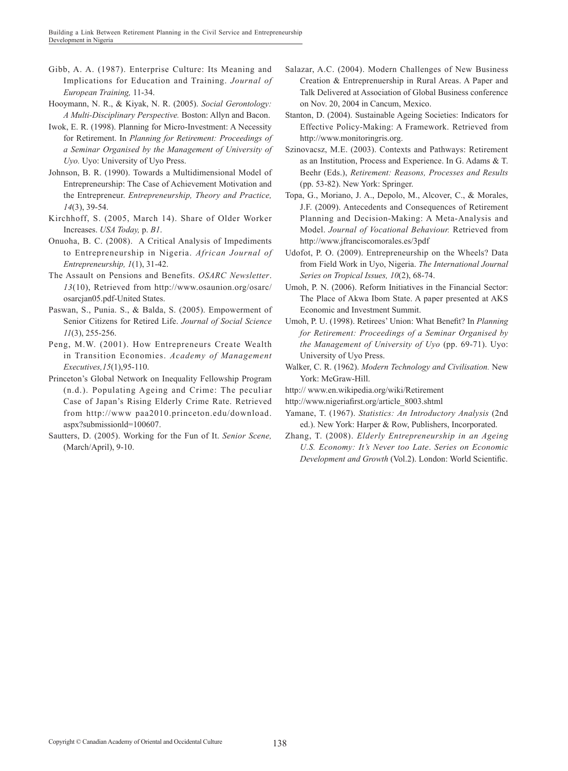Gibb, A. A. (1987). Enterprise Culture: Its Meaning and Implications for Education and Training. *Journal of European Training,* 11-34.

Hooymann, N. R., & Kiyak, N. R. (2005). *Social Gerontology: A Multi-Disciplinary Perspective.* Boston: Allyn and Bacon.

Iwok, E. R. (1998). Planning for Micro-Investment: A Necessity for Retirement. In *Planning for Retirement: Proceedings of a Seminar Organised by the Management of University of Uyo.* Uyo: University of Uyo Press.

Johnson, B. R. (1990). Towards a Multidimensional Model of Entrepreneurship: The Case of Achievement Motivation and the Entrepreneur. *Entrepreneurship, Theory and Practice, 14*(3), 39-54.

Kirchhoff, S. (2005, March 14). Share of Older Worker Increases. *USA Today,* p. *B1.*

Onuoha, B. C. (2008). A Critical Analysis of Impediments to Entrepreneurship in Nigeria. *African Journal of Entrepreneurship, 1*(1), 31-42.

The Assault on Pensions and Benefits. *OSARC Newsletter*. *13*(10), Retrieved from http://www.osaunion.org/osarc/osarcjan05.pdf-United States.

Paswan, S., Punia. S., & Balda, S. (2005). Empowerment of Senior Citizens for Retired Life. *Journal of Social Science 11*(3), 255-256.

Peng, M.W. (2001). How Entrepreneurs Create Wealth in Transition Economies. *Academy of Management Executives,15*(1),95-110.

Princeton's Global Network on Inequality Fellowship Program (n.d.). Populating Ageing and Crime: The peculiar Case of Japan's Rising Elderly Crime Rate. Retrieved from http://www paa2010.princeton.edu/download.aspx?submissionld=100607.

Sautters, D. (2005). Working for the Fun of It. *Senior Scene,* (March/April), 9-10.

Salazar, A.C. (2004). Modern Challenges of New Business Creation & Entreprenuership in Rural Areas. A Paper and Talk Delivered at Association of Global Business conference on Nov. 20, 2004 in Cancum, Mexico.

Stanton, D. (2004). Sustainable Ageing Societies: Indicators for Effective Policy-Making: A Framework. Retrieved from http://www.monitoringris.org.

Szinovacsz, M.E. (2003). Contexts and Pathways: Retirement as an Institution, Process and Experience. In G. Adams & T. Beehr (Eds.), *Retirement: Reasons, Processes and Results* (pp. 53-82). New York: Springer.

Topa, G., Moriano, J. A., Depolo, M., Alcover, C., & Morales, J.F. (2009). Antecedents and Consequences of Retirement Planning and Decision-Making: A Meta-Analysis and Model. *Journal of Vocational Behaviour.* Retrieved from http://www.jfranciscomorales.es/3pdf

Udofot, P. O. (2009). Entrepreneurship on the Wheels? Data from Field Work in Uyo, Nigeria. *The International Journal Series on Tropical Issues, 10*(2), 68-74.

Umoh, P. N. (2006). Reform Initiatives in the Financial Sector: The Place of Akwa Ibom State. A paper presented at AKS Economic and Investment Summit.

Umoh, P. U. (1998). Retirees' Union: What Benefit? In *Planning for Retirement: Proceedings of a Seminar Organised by the Management of University of Uyo* (pp. 69-71). Uyo: University of Uyo Press.

Walker, C. R. (1962). *Modern Technology and Civilisation.* New York: McGraw-Hill.

http:// www.en.wikipedia.org/wiki/Retirement

http://www.nigeriafirst.org/article_8003.shtml

Yamane, T. (1967). *Statistics: An Introductory Analysis* (2nd ed.). New York: Harper & Row, Publishers, Incorporated.

Zhang, T. (2008). *Elderly Entrepreneurship in an Ageing U.S. Economy: It's Never too Late*. *Series on Economic Development and Growth* (Vol.2). London: World Scientific.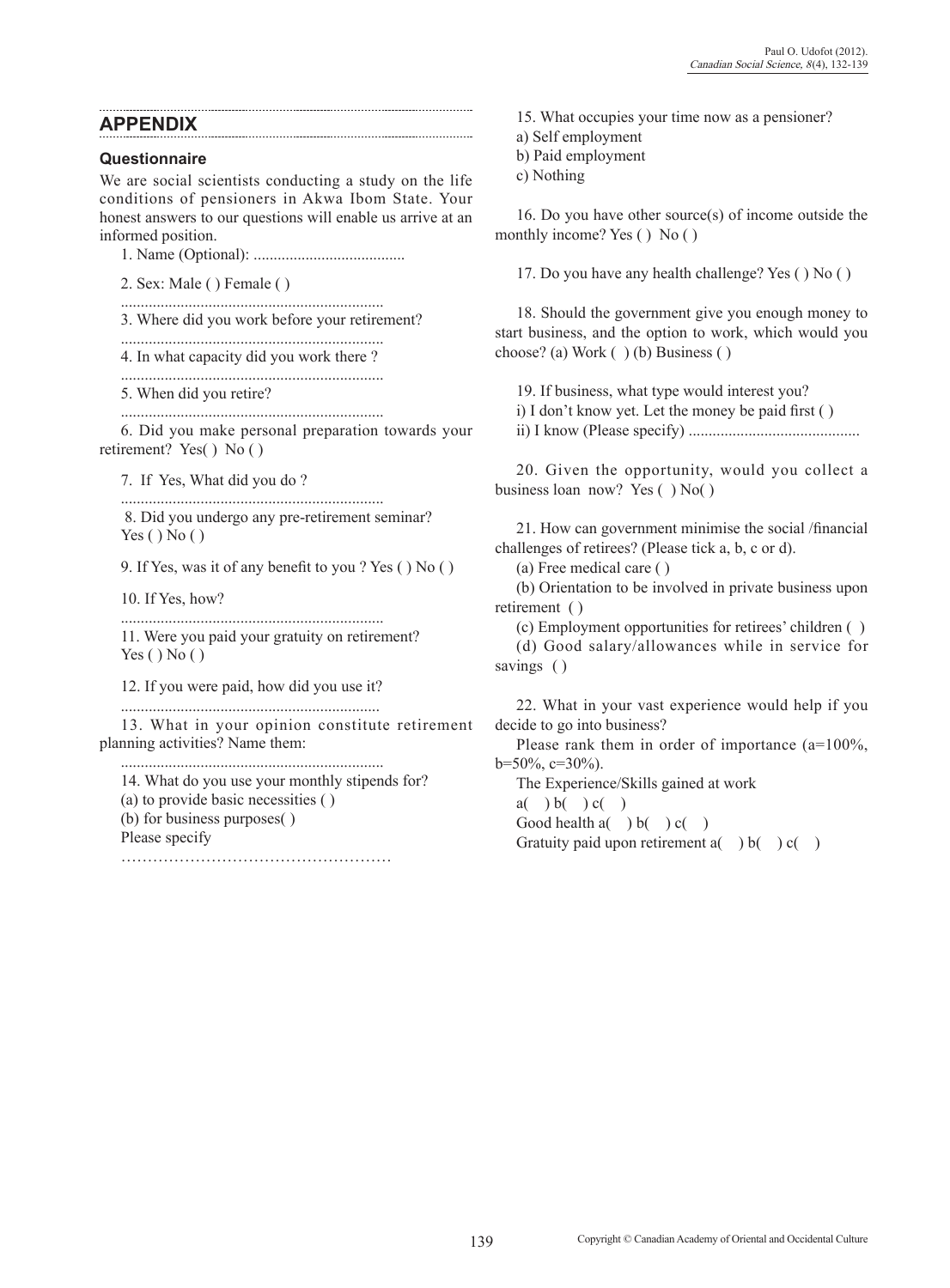## APPENDIX

### Questionnaire

We are social scientists conducting a study on the life conditions of pensioners in Akwa Ibom State. Your honest answers to our questions will enable us arrive at an informed position.

1. Name (Optional): ......................................

2. Sex: Male ( ) Female ( )

..................................................................

3. Where did you work before your retirement?

..................................................................

4. In what capacity did you work there ?

..................................................................

5. When did you retire?

..................................................................

6. Did you make personal preparation towards your retirement? Yes( ) No ( )

7. If Yes, What did you do ?

..................................................................

8. Did you undergo any pre-retirement seminar? Yes ( ) No ( )

9. If Yes, was it of any benefit to you ? Yes ( ) No ( )

10. If Yes, how?

..................................................................

11. Were you paid your gratuity on retirement? Yes ( ) No ( )

12. If you were paid, how did you use it?

.................................................................

13. What in your opinion constitute retirement planning activities? Name them:

..................................................................

14. What do you use your monthly stipends for?
(a) to provide basic necessities ( )
(b) for business purposes( )
Please specify

……………………………………………

15. What occupies your time now as a pensioner?
a) Self employment
b) Paid employment
c) Nothing

16. Do you have other source(s) of income outside the monthly income? Yes ( ) No ( )

17. Do you have any health challenge? Yes ( ) No ( )

18. Should the government give you enough money to start business, and the option to work, which would you choose? (a) Work ( ) (b) Business ( )

19. If business, what type would interest you?
i) I don't know yet. Let the money be paid first ( )
ii) I know (Please specify) ..........................................

20. Given the opportunity, would you collect a business loan now? Yes ( ) No( )

21. How can government minimise the social /financial challenges of retirees? (Please tick a, b, c or d).
(a) Free medical care ( )
(b) Orientation to be involved in private business upon retirement ( )
(c) Employment opportunities for retirees' children ( )
(d) Good salary/allowances while in service for savings ( )

22. What in your vast experience would help if you decide to go into business?
Please rank them in order of importance (a=100%, b=50%, c=30%).
The Experience/Skills gained at work
a( ) b( ) c( )
Good health a( ) b( ) c( )
Gratuity paid upon retirement a( ) b( ) c( )